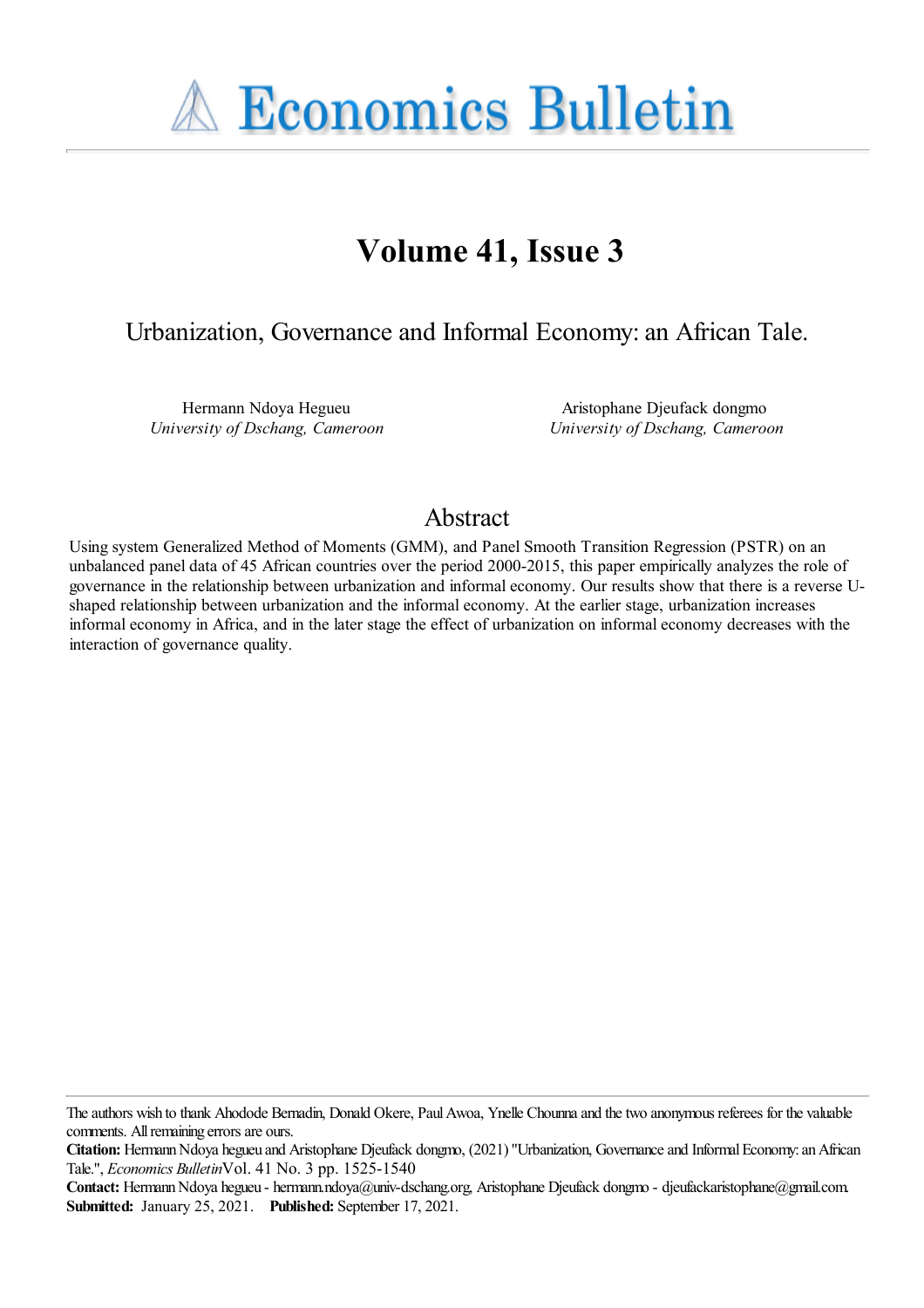# Economics Bulletin

## Volume 41, Issue 3

### Urbanization, Governance and Informal Economy: an African Tale.

Hermann Ndoya Hegueu
*University of Dschang, Cameroon*

Aristophane Djeufack dongmo
*University of Dschang, Cameroon*

## Abstract

Using system Generalized Method of Moments (GMM), and Panel Smooth Transition Regression (PSTR) on an unbalanced panel data of 45 African countries over the period 2000-2015, this paper empirically analyzes the role of governance in the relationship between urbanization and informal economy. Our results show that there is a reverse U-shaped relationship between urbanization and the informal economy. At the earlier stage, urbanization increases informal economy in Africa, and in the later stage the effect of urbanization on informal economy decreases with the interaction of governance quality.

The authors wish to thank Ahodode Bernadin, Donald Okere, Paul Awoa, Ynelle Chounna and the two anonymous referees for the valuable comments. All remaining errors are ours.

**Citation:** Hermann Ndoya hegueu and Aristophane Djeufack dongmo, (2021) "Urbanization, Governance and Informal Economy: an African Tale.", *Economics Bulletin* Vol. 41 No. 3 pp. 1525-1540

**Contact:** Hermann Ndoya hegueu - hermann.ndoya@univ-dschang.org, Aristophane Djeufack dongmo - djeufackaristophane@gmail.com.

**Submitted:** January 25, 2021. **Published:** September 17, 2021.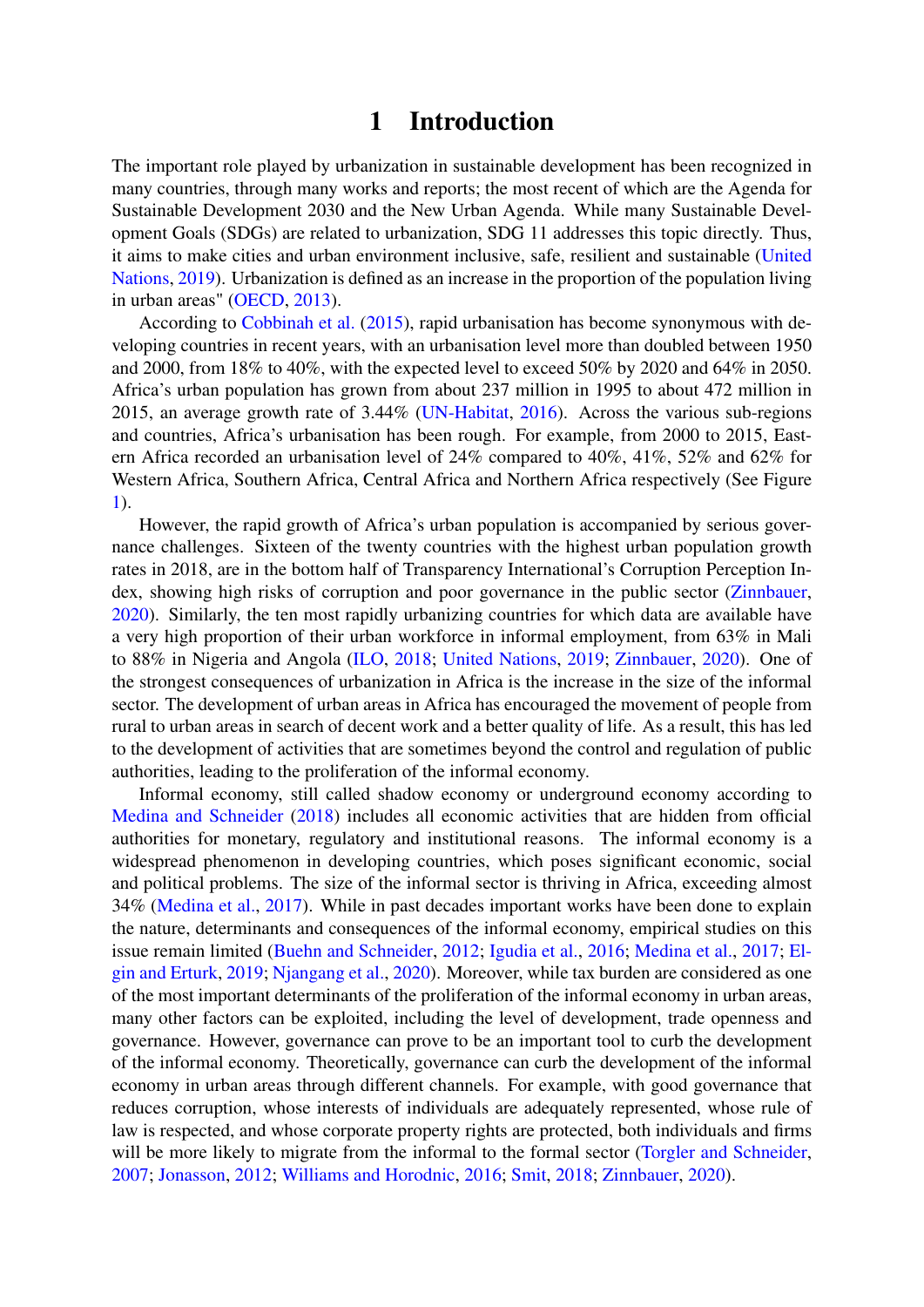# 1 Introduction

The important role played by urbanization in sustainable development has been recognized in many countries, through many works and reports; the most recent of which are the Agenda for Sustainable Development 2030 and the New Urban Agenda. While many Sustainable Development Goals (SDGs) are related to urbanization, SDG 11 addresses this topic directly. Thus, it aims to make cities and urban environment inclusive, safe, resilient and sustainable (United Nations, 2019). Urbanization is defined as an increase in the proportion of the population living in urban areas" (OECD, 2013).

According to Cobbinah et al. (2015), rapid urbanisation has become synonymous with developing countries in recent years, with an urbanisation level more than doubled between 1950 and 2000, from 18% to 40%, with the expected level to exceed 50% by 2020 and 64% in 2050. Africa's urban population has grown from about 237 million in 1995 to about 472 million in 2015, an average growth rate of 3.44% (UN-Habitat, 2016). Across the various sub-regions and countries, Africa's urbanisation has been rough. For example, from 2000 to 2015, Eastern Africa recorded an urbanisation level of 24% compared to 40%, 41%, 52% and 62% for Western Africa, Southern Africa, Central Africa and Northern Africa respectively (See Figure 1).

However, the rapid growth of Africa's urban population is accompanied by serious governance challenges. Sixteen of the twenty countries with the highest urban population growth rates in 2018, are in the bottom half of Transparency International's Corruption Perception Index, showing high risks of corruption and poor governance in the public sector (Zinnbauer, 2020). Similarly, the ten most rapidly urbanizing countries for which data are available have a very high proportion of their urban workforce in informal employment, from 63% in Mali to 88% in Nigeria and Angola (ILO, 2018; United Nations, 2019; Zinnbauer, 2020). One of the strongest consequences of urbanization in Africa is the increase in the size of the informal sector. The development of urban areas in Africa has encouraged the movement of people from rural to urban areas in search of decent work and a better quality of life. As a result, this has led to the development of activities that are sometimes beyond the control and regulation of public authorities, leading to the proliferation of the informal economy.

Informal economy, still called shadow economy or underground economy according to Medina and Schneider (2018) includes all economic activities that are hidden from official authorities for monetary, regulatory and institutional reasons. The informal economy is a widespread phenomenon in developing countries, which poses significant economic, social and political problems. The size of the informal sector is thriving in Africa, exceeding almost 34% (Medina et al., 2017). While in past decades important works have been done to explain the nature, determinants and consequences of the informal economy, empirical studies on this issue remain limited (Buehn and Schneider, 2012; Igudia et al., 2016; Medina et al., 2017; Elgin and Erturk, 2019; Njangang et al., 2020). Moreover, while tax burden are considered as one of the most important determinants of the proliferation of the informal economy in urban areas, many other factors can be exploited, including the level of development, trade openness and governance. However, governance can prove to be an important tool to curb the development of the informal economy. Theoretically, governance can curb the development of the informal economy in urban areas through different channels. For example, with good governance that reduces corruption, whose interests of individuals are adequately represented, whose rule of law is respected, and whose corporate property rights are protected, both individuals and firms will be more likely to migrate from the informal to the formal sector (Torgler and Schneider, 2007; Jonasson, 2012; Williams and Horodnic, 2016; Smit, 2018; Zinnbauer, 2020).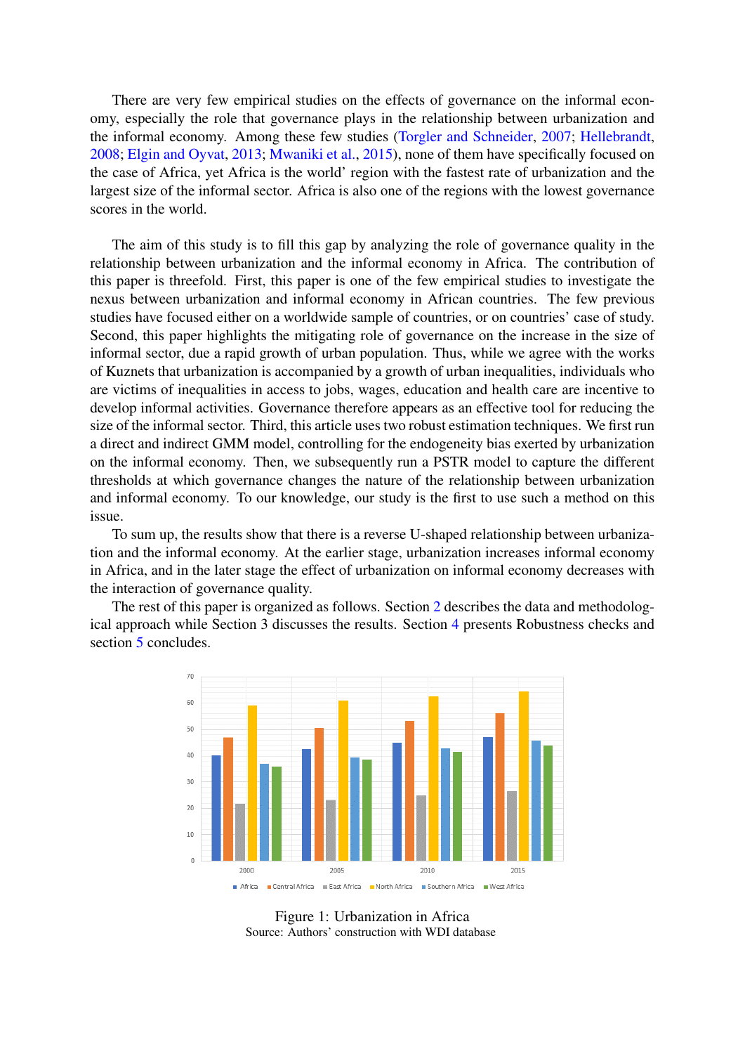There are very few empirical studies on the effects of governance on the informal economy, especially the role that governance plays in the relationship between urbanization and the informal economy. Among these few studies (Torgler and Schneider, 2007; Hellebrandt, 2008; Elgin and Oyvat, 2013; Mwaniki et al., 2015), none of them have specifically focused on the case of Africa, yet Africa is the world' region with the fastest rate of urbanization and the largest size of the informal sector. Africa is also one of the regions with the lowest governance scores in the world.

The aim of this study is to fill this gap by analyzing the role of governance quality in the relationship between urbanization and the informal economy in Africa. The contribution of this paper is threefold. First, this paper is one of the few empirical studies to investigate the nexus between urbanization and informal economy in African countries. The few previous studies have focused either on a worldwide sample of countries, or on countries' case of study. Second, this paper highlights the mitigating role of governance on the increase in the size of informal sector, due a rapid growth of urban population. Thus, while we agree with the works of Kuznets that urbanization is accompanied by a growth of urban inequalities, individuals who are victims of inequalities in access to jobs, wages, education and health care are incentive to develop informal activities. Governance therefore appears as an effective tool for reducing the size of the informal sector. Third, this article uses two robust estimation techniques. We first run a direct and indirect GMM model, controlling for the endogeneity bias exerted by urbanization on the informal economy. Then, we subsequently run a PSTR model to capture the different thresholds at which governance changes the nature of the relationship between urbanization and informal economy. To our knowledge, our study is the first to use such a method on this issue.

To sum up, the results show that there is a reverse U-shaped relationship between urbanization and the informal economy. At the earlier stage, urbanization increases informal economy in Africa, and in the later stage the effect of urbanization on informal economy decreases with the interaction of governance quality.

The rest of this paper is organized as follows. Section 2 describes the data and methodological approach while Section 3 discusses the results. Section 4 presents Robustness checks and section 5 concludes.

Figure 1: Urbanization in Africa
Source: Authors' construction with WDI database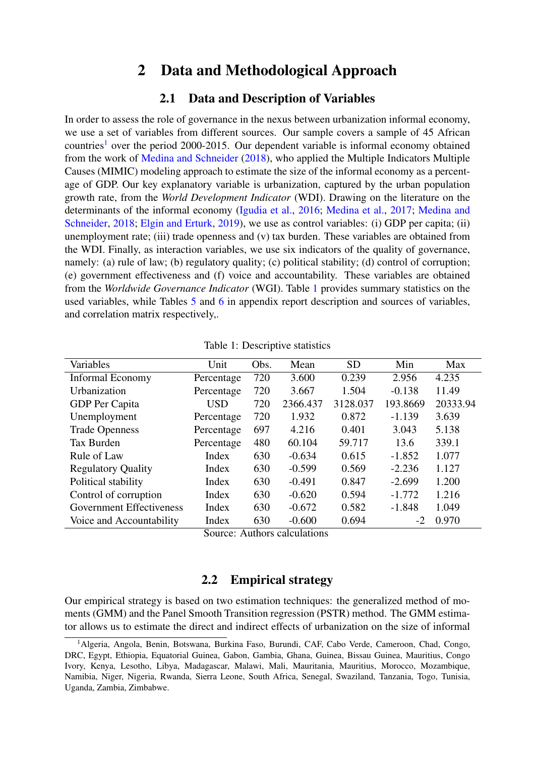## 2 Data and Methodological Approach

### 2.1 Data and Description of Variables

In order to assess the role of governance in the nexus between urbanization informal economy, we use a set of variables from different sources. Our sample covers a sample of 45 African countries[1] over the period 2000-2015. Our dependent variable is informal economy obtained from the work of Medina and Schneider (2018), who applied the Multiple Indicators Multiple Causes (MIMIC) modeling approach to estimate the size of the informal economy as a percentage of GDP. Our key explanatory variable is urbanization, captured by the urban population growth rate, from the *World Development Indicator* (WDI). Drawing on the literature on the determinants of the informal economy (Igudia et al., 2016; Medina et al., 2017; Medina and Schneider, 2018; Elgin and Erturk, 2019), we use as control variables: (i) GDP per capita; (ii) unemployment rate; (iii) trade openness and (v) tax burden. These variables are obtained from the WDI. Finally, as interaction variables, we use six indicators of the quality of governance, namely: (a) rule of law; (b) regulatory quality; (c) political stability; (d) control of corruption; (e) government effectiveness and (f) voice and accountability. These variables are obtained from the *Worldwide Governance Indicator* (WGI). Table 1 provides summary statistics on the used variables, while Tables 5 and 6 in appendix report description and sources of variables, and correlation matrix respectively,.

Table 1: Descriptive statistics

| Variables | Unit | Obs. | Mean | SD | Min | Max |
|---|---|---|---|---|---|---|
| Informal Economy | Percentage | 720 | 3.600 | 0.239 | 2.956 | 4.235 |
| Urbanization | Percentage | 720 | 3.667 | 1.504 | -0.138 | 11.49 |
| GDP Per Capita | USD | 720 | 2366.437 | 3128.037 | 193.8669 | 20333.94 |
| Unemployment | Percentage | 720 | 1.932 | 0.872 | -1.139 | 3.639 |
| Trade Openness | Percentage | 697 | 4.216 | 0.401 | 3.043 | 5.138 |
| Tax Burden | Percentage | 480 | 60.104 | 59.717 | 13.6 | 339.1 |
| Rule of Law | Index | 630 | -0.634 | 0.615 | -1.852 | 1.077 |
| Regulatory Quality | Index | 630 | -0.599 | 0.569 | -2.236 | 1.127 |
| Political stability | Index | 630 | -0.491 | 0.847 | -2.699 | 1.200 |
| Control of corruption | Index | 630 | -0.620 | 0.594 | -1.772 | 1.216 |
| Government Effectiveness | Index | 630 | -0.672 | 0.582 | -1.848 | 1.049 |
| Voice and Accountability | Index | 630 | -0.600 | 0.694 | -2 | 0.970 |

Source: Authors calculations

### 2.2 Empirical strategy

Our empirical strategy is based on two estimation techniques: the generalized method of moments (GMM) and the Panel Smooth Transition regression (PSTR) method. The GMM estimator allows us to estimate the direct and indirect effects of urbanization on the size of informal

[1] Algeria, Angola, Benin, Botswana, Burkina Faso, Burundi, CAF, Cabo Verde, Cameroon, Chad, Congo, DRC, Egypt, Ethiopia, Equatorial Guinea, Gabon, Gambia, Ghana, Guinea, Guinea, Bissau Guinea, Mauritius, Congo Ivory, Kenya, Lesotho, Libya, Madagascar, Malawi, Mali, Mauritania, Mauritius, Morocco, Mozambique, Namibia, Niger, Nigeria, Rwanda, Sierra Leone, South Africa, Senegal, Swaziland, Tanzania, Togo, Tunisia, Uganda, Zambia, Zimbabwe.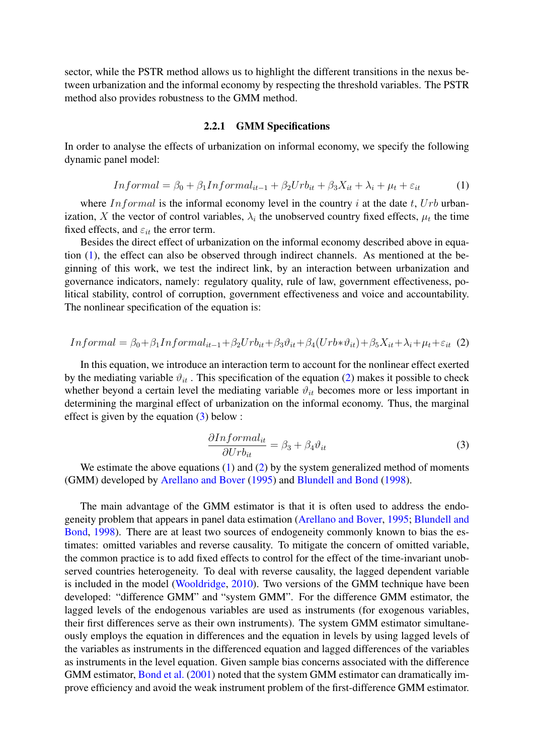sector, while the PSTR method allows us to highlight the different transitions in the nexus between urbanization and the informal economy by respecting the threshold variables. The PSTR method also provides robustness to the GMM method.

#### 2.2.1 GMM Specifications

In order to analyse the effects of urbanization on informal economy, we specify the following dynamic panel model:

$$Informal = \beta_0 + \beta_1 Informal_{it-1} + \beta_2 Urb_{it} + \beta_3 X_{it} + \lambda_i + \mu_t + \varepsilon_{it} \tag{1}$$

where $Informal$ is the informal economy level in the country $i$ at the date $t$, $Urb$ urbanization, $X$ the vector of control variables, $\lambda_i$ the unobserved country fixed effects, $\mu_t$ the time fixed effects, and $\varepsilon_{it}$ the error term.

Besides the direct effect of urbanization on the informal economy described above in equation (1), the effect can also be observed through indirect channels. As mentioned at the beginning of this work, we test the indirect link, by an interaction between urbanization and governance indicators, namely: regulatory quality, rule of law, government effectiveness, political stability, control of corruption, government effectiveness and voice and accountability. The nonlinear specification of the equation is:

$$Informal = \beta_0 + \beta_1 Informal_{it-1} + \beta_2 Urb_{it} + \beta_3 \vartheta_{it} + \beta_4 (Urb * \vartheta_{it}) + \beta_5 X_{it} + \lambda_i + \mu_t + \varepsilon_{it} \tag{2}$$

In this equation, we introduce an interaction term to account for the nonlinear effect exerted by the mediating variable $\vartheta_{it}$ . This specification of the equation (2) makes it possible to check whether beyond a certain level the mediating variable $\vartheta_{it}$ becomes more or less important in determining the marginal effect of urbanization on the informal economy. Thus, the marginal effect is given by the equation (3) below :

$$\frac{\partial Informal_{it}}{\partial Urb_{it}} = \beta_3 + \beta_4 \vartheta_{it} \tag{3}$$

We estimate the above equations (1) and (2) by the system generalized method of moments (GMM) developed by Arellano and Bover (1995) and Blundell and Bond (1998).

The main advantage of the GMM estimator is that it is often used to address the endogeneity problem that appears in panel data estimation (Arellano and Bover, 1995; Blundell and Bond, 1998). There are at least two sources of endogeneity commonly known to bias the estimates: omitted variables and reverse causality. To mitigate the concern of omitted variable, the common practice is to add fixed effects to control for the effect of the time-invariant unobserved countries heterogeneity. To deal with reverse causality, the lagged dependent variable is included in the model (Wooldridge, 2010). Two versions of the GMM technique have been developed: "difference GMM" and "system GMM". For the difference GMM estimator, the lagged levels of the endogenous variables are used as instruments (for exogenous variables, their first differences serve as their own instruments). The system GMM estimator simultaneously employs the equation in differences and the equation in levels by using lagged levels of the variables as instruments in the differenced equation and lagged differences of the variables as instruments in the level equation. Given sample bias concerns associated with the difference GMM estimator, Bond et al. (2001) noted that the system GMM estimator can dramatically improve efficiency and avoid the weak instrument problem of the first-difference GMM estimator.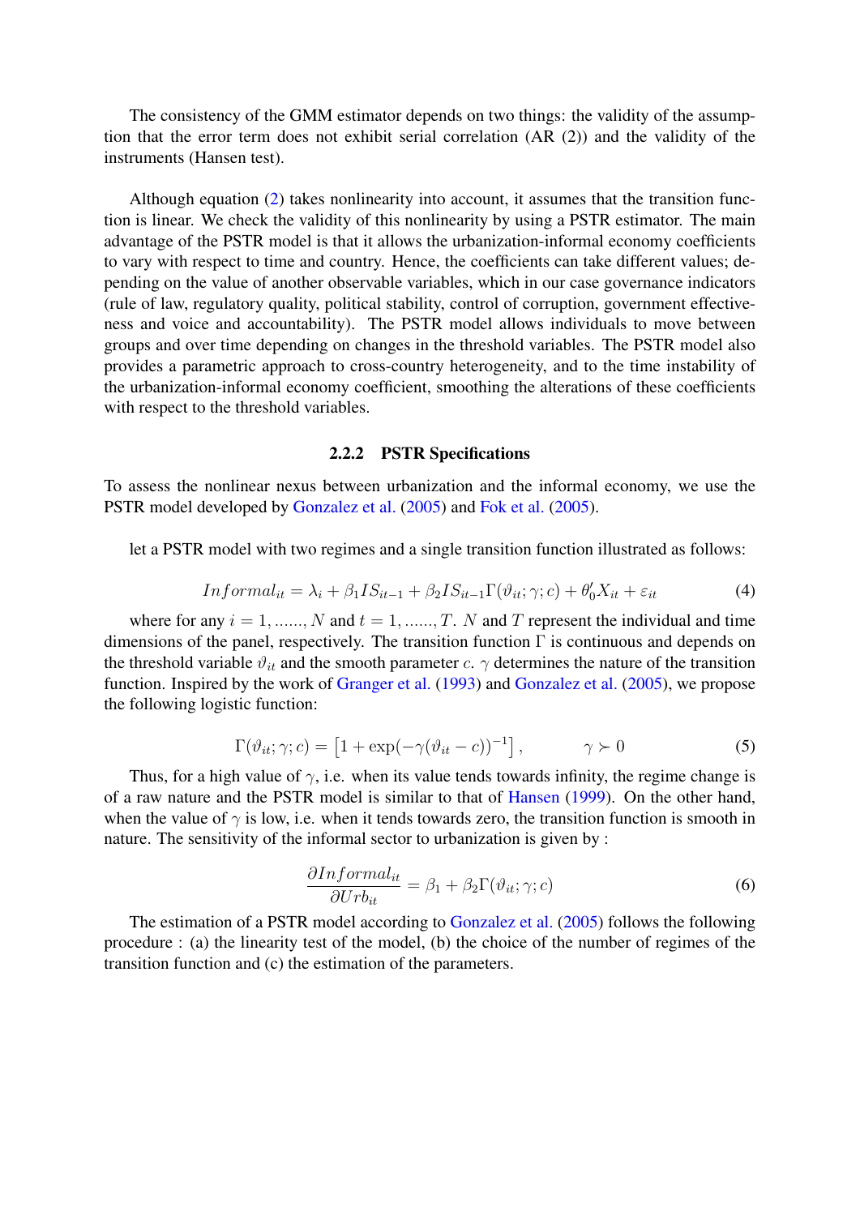The consistency of the GMM estimator depends on two things: the validity of the assumption that the error term does not exhibit serial correlation (AR (2)) and the validity of the instruments (Hansen test).

Although equation (2) takes nonlinearity into account, it assumes that the transition function is linear. We check the validity of this nonlinearity by using a PSTR estimator. The main advantage of the PSTR model is that it allows the urbanization-informal economy coefficients to vary with respect to time and country. Hence, the coefficients can take different values; depending on the value of another observable variables, which in our case governance indicators (rule of law, regulatory quality, political stability, control of corruption, government effectiveness and voice and accountability). The PSTR model allows individuals to move between groups and over time depending on changes in the threshold variables. The PSTR model also provides a parametric approach to cross-country heterogeneity, and to the time instability of the urbanization-informal economy coefficient, smoothing the alterations of these coefficients with respect to the threshold variables.

### 2.2.2 PSTR Specifications

To assess the nonlinear nexus between urbanization and the informal economy, we use the PSTR model developed by Gonzalez et al. (2005) and Fok et al. (2005).

let a PSTR model with two regimes and a single transition function illustrated as follows:

$$Informal_{it} = \lambda_i + \beta_1 IS_{it-1} + \beta_2 IS_{it-1}\Gamma(\vartheta_{it};\gamma;c) + \theta_0' X_{it} + \varepsilon_{it} \tag{4}$$

where for any $i = 1, ......, N$ and $t = 1, ......, T$. $N$ and $T$ represent the individual and time dimensions of the panel, respectively. The transition function $\Gamma$ is continuous and depends on the threshold variable $\vartheta_{it}$ and the smooth parameter $c$. $\gamma$ determines the nature of the transition function. Inspired by the work of Granger et al. (1993) and Gonzalez et al. (2005), we propose the following logistic function:

$$\Gamma(\vartheta_{it};\gamma;c) = \left[1 + \exp(-\gamma(\vartheta_{it} - c))^{-1}\right], \qquad \gamma \succ 0 \tag{5}$$

Thus, for a high value of $\gamma$, i.e. when its value tends towards infinity, the regime change is of a raw nature and the PSTR model is similar to that of Hansen (1999). On the other hand, when the value of $\gamma$ is low, i.e. when it tends towards zero, the transition function is smooth in nature. The sensitivity of the informal sector to urbanization is given by :

$$\frac{\partial Informal_{it}}{\partial Urb_{it}} = \beta_1 + \beta_2 \Gamma(\vartheta_{it};\gamma;c) \tag{6}$$

The estimation of a PSTR model according to Gonzalez et al. (2005) follows the following procedure : (a) the linearity test of the model, (b) the choice of the number of regimes of the transition function and (c) the estimation of the parameters.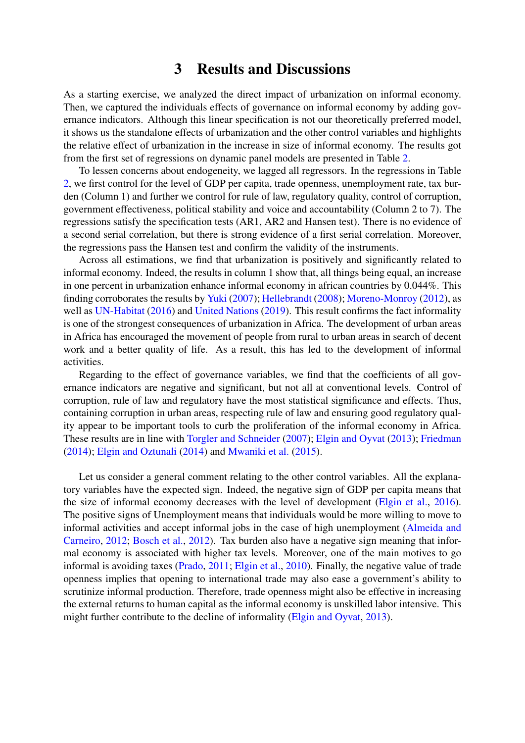# 3 Results and Discussions

As a starting exercise, we analyzed the direct impact of urbanization on informal economy. Then, we captured the individuals effects of governance on informal economy by adding governance indicators. Although this linear specification is not our theoretically preferred model, it shows us the standalone effects of urbanization and the other control variables and highlights the relative effect of urbanization in the increase in size of informal economy. The results got from the first set of regressions on dynamic panel models are presented in Table 2.

To lessen concerns about endogeneity, we lagged all regressors. In the regressions in Table 2, we first control for the level of GDP per capita, trade openness, unemployment rate, tax burden (Column 1) and further we control for rule of law, regulatory quality, control of corruption, government effectiveness, political stability and voice and accountability (Column 2 to 7). The regressions satisfy the specification tests (AR1, AR2 and Hansen test). There is no evidence of a second serial correlation, but there is strong evidence of a first serial correlation. Moreover, the regressions pass the Hansen test and confirm the validity of the instruments.

Across all estimations, we find that urbanization is positively and significantly related to informal economy. Indeed, the results in column 1 show that, all things being equal, an increase in one percent in urbanization enhance informal economy in african countries by 0.044%. This finding corroborates the results by Yuki (2007); Hellebrandt (2008); Moreno-Monroy (2012), as well as UN-Habitat (2016) and United Nations (2019). This result confirms the fact informality is one of the strongest consequences of urbanization in Africa. The development of urban areas in Africa has encouraged the movement of people from rural to urban areas in search of decent work and a better quality of life. As a result, this has led to the development of informal activities.

Regarding to the effect of governance variables, we find that the coefficients of all governance indicators are negative and significant, but not all at conventional levels. Control of corruption, rule of law and regulatory have the most statistical significance and effects. Thus, containing corruption in urban areas, respecting rule of law and ensuring good regulatory quality appear to be important tools to curb the proliferation of the informal economy in Africa. These results are in line with Torgler and Schneider (2007); Elgin and Oyvat (2013); Friedman (2014); Elgin and Oztunali (2014) and Mwaniki et al. (2015).

Let us consider a general comment relating to the other control variables. All the explanatory variables have the expected sign. Indeed, the negative sign of GDP per capita means that the size of informal economy decreases with the level of development (Elgin et al., 2016). The positive signs of Unemployment means that individuals would be more willing to move to informal activities and accept informal jobs in the case of high unemployment (Almeida and Carneiro, 2012; Bosch et al., 2012). Tax burden also have a negative sign meaning that informal economy is associated with higher tax levels. Moreover, one of the main motives to go informal is avoiding taxes (Prado, 2011; Elgin et al., 2010). Finally, the negative value of trade openness implies that opening to international trade may also ease a government's ability to scrutinize informal production. Therefore, trade openness might also be effective in increasing the external returns to human capital as the informal economy is unskilled labor intensive. This might further contribute to the decline of informality (Elgin and Oyvat, 2013).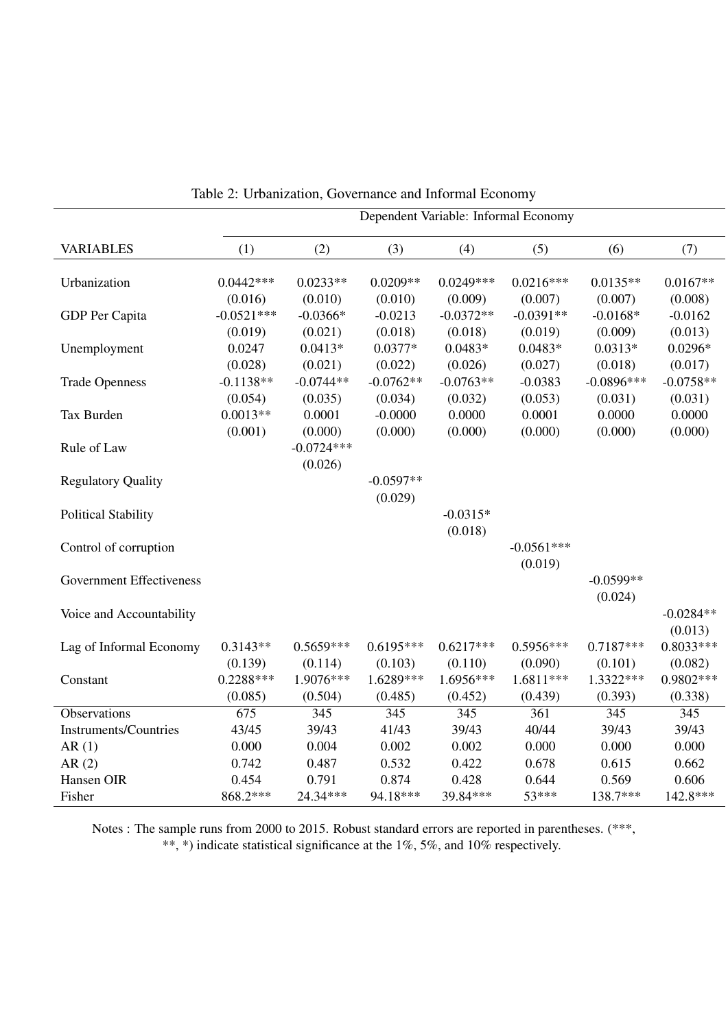Table 2: Urbanization, Governance and Informal Economy

| | Dependent Variable: Informal Economy | | | | | | |
|---|---|---|---|---|---|---|---|
| VARIABLES | (1) | (2) | (3) | (4) | (5) | (6) | (7) |
| Urbanization | 0.0442*** | 0.0233** | 0.0209** | 0.0249*** | 0.0216*** | 0.0135** | 0.0167** |
| | (0.016) | (0.010) | (0.010) | (0.009) | (0.007) | (0.007) | (0.008) |
| GDP Per Capita | -0.0521*** | -0.0366* | -0.0213 | -0.0372** | -0.0391** | -0.0168* | -0.0162 |
| | (0.019) | (0.021) | (0.018) | (0.018) | (0.019) | (0.009) | (0.013) |
| Unemployment | 0.0247 | 0.0413* | 0.0377* | 0.0483* | 0.0483* | 0.0313* | 0.0296* |
| | (0.028) | (0.021) | (0.022) | (0.026) | (0.027) | (0.018) | (0.017) |
| Trade Openness | -0.1138** | -0.0744** | -0.0762** | -0.0763** | -0.0383 | -0.0896*** | -0.0758** |
| | (0.054) | (0.035) | (0.034) | (0.032) | (0.053) | (0.031) | (0.031) |
| Tax Burden | 0.0013** | 0.0001 | -0.0000 | 0.0000 | 0.0001 | 0.0000 | 0.0000 |
| | (0.001) | (0.000) | (0.000) | (0.000) | (0.000) | (0.000) | (0.000) |
| Rule of Law | | -0.0724*** | | | | | |
| | | (0.026) | | | | | |
| Regulatory Quality | | | -0.0597** | | | | |
| | | | (0.029) | | | | |
| Political Stability | | | | -0.0315* | | | |
| | | | | (0.018) | | | |
| Control of corruption | | | | | -0.0561*** | | |
| | | | | | (0.019) | | |
| Government Effectiveness | | | | | | -0.0599** | |
| | | | | | | (0.024) | |
| Voice and Accountability | | | | | | | -0.0284** |
| | | | | | | | (0.013) |
| Lag of Informal Economy | 0.3143** | 0.5659*** | 0.6195*** | 0.6217*** | 0.5956*** | 0.7187*** | 0.8033*** |
| | (0.139) | (0.114) | (0.103) | (0.110) | (0.090) | (0.101) | (0.082) |
| Constant | 0.2288*** | 1.9076*** | 1.6289*** | 1.6956*** | 1.6811*** | 1.3322*** | 0.9802*** |
| | (0.085) | (0.504) | (0.485) | (0.452) | (0.439) | (0.393) | (0.338) |
| Observations | 675 | 345 | 345 | 345 | 361 | 345 | 345 |
| Instruments/Countries | 43/45 | 39/43 | 41/43 | 39/43 | 40/44 | 39/43 | 39/43 |
| AR (1) | 0.000 | 0.004 | 0.002 | 0.002 | 0.000 | 0.000 | 0.000 |
| AR (2) | 0.742 | 0.487 | 0.532 | 0.422 | 0.678 | 0.615 | 0.662 |
| Hansen OIR | 0.454 | 0.791 | 0.874 | 0.428 | 0.644 | 0.569 | 0.606 |
| Fisher | 868.2*** | 24.34*** | 94.18*** | 39.84*** | 53*** | 138.7*** | 142.8*** |

Notes : The sample runs from 2000 to 2015. Robust standard errors are reported in parentheses. (***, **, *) indicate statistical significance at the 1%, 5%, and 10% respectively.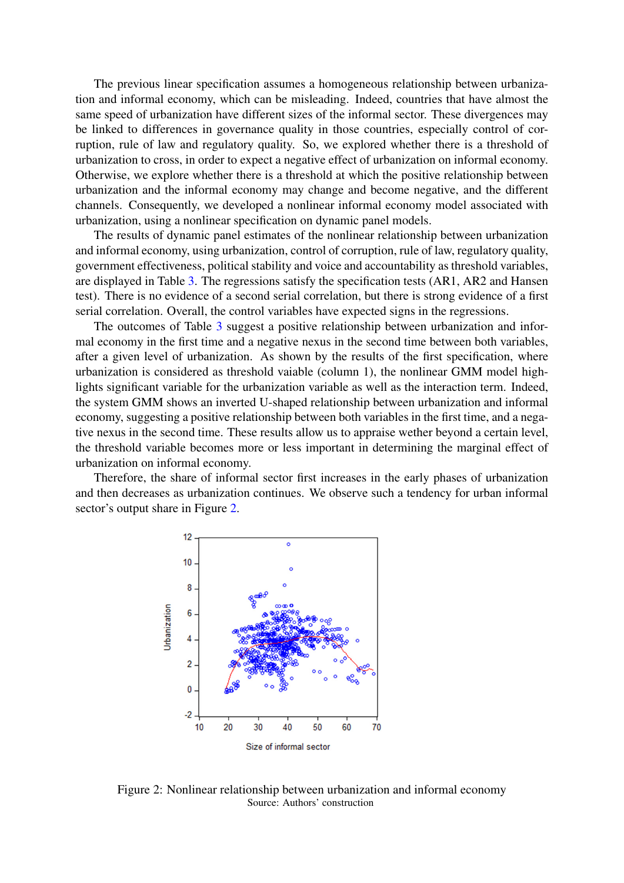The previous linear specification assumes a homogeneous relationship between urbanization and informal economy, which can be misleading. Indeed, countries that have almost the same speed of urbanization have different sizes of the informal sector. These divergences may be linked to differences in governance quality in those countries, especially control of corruption, rule of law and regulatory quality. So, we explored whether there is a threshold of urbanization to cross, in order to expect a negative effect of urbanization on informal economy. Otherwise, we explore whether there is a threshold at which the positive relationship between urbanization and the informal economy may change and become negative, and the different channels. Consequently, we developed a nonlinear informal economy model associated with urbanization, using a nonlinear specification on dynamic panel models.

The results of dynamic panel estimates of the nonlinear relationship between urbanization and informal economy, using urbanization, control of corruption, rule of law, regulatory quality, government effectiveness, political stability and voice and accountability as threshold variables, are displayed in Table 3. The regressions satisfy the specification tests (AR1, AR2 and Hansen test). There is no evidence of a second serial correlation, but there is strong evidence of a first serial correlation. Overall, the control variables have expected signs in the regressions.

The outcomes of Table 3 suggest a positive relationship between urbanization and informal economy in the first time and a negative nexus in the second time between both variables, after a given level of urbanization. As shown by the results of the first specification, where urbanization is considered as threshold vaiable (column 1), the nonlinear GMM model highlights significant variable for the urbanization variable as well as the interaction term. Indeed, the system GMM shows an inverted U-shaped relationship between urbanization and informal economy, suggesting a positive relationship between both variables in the first time, and a negative nexus in the second time. These results allow us to appraise wether beyond a certain level, the threshold variable becomes more or less important in determining the marginal effect of urbanization on informal economy.

Therefore, the share of informal sector first increases in the early phases of urbanization and then decreases as urbanization continues. We observe such a tendency for urban informal sector's output share in Figure 2.

Figure 2: Nonlinear relationship between urbanization and informal economy
Source: Authors' construction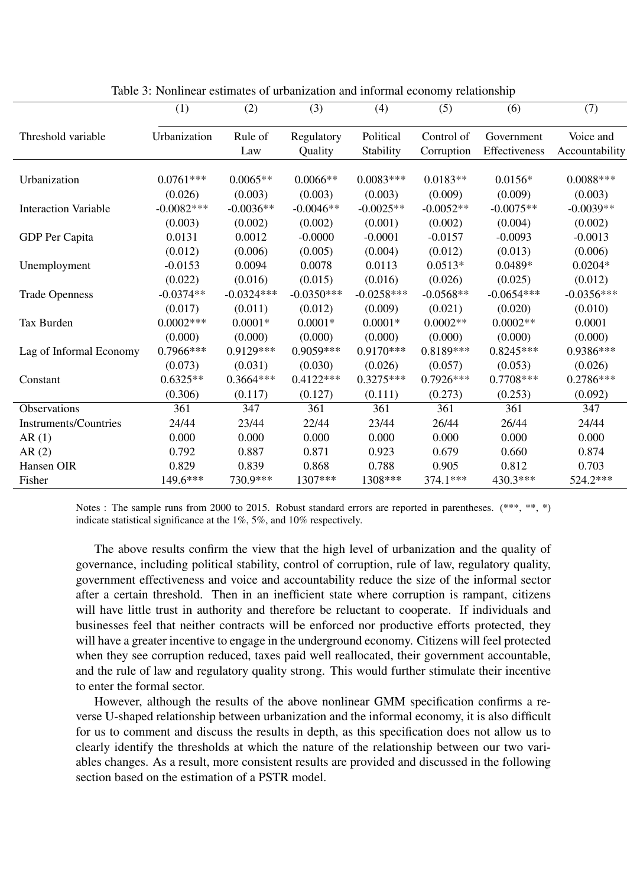Table 3: Nonlinear estimates of urbanization and informal economy relationship

| | (1) | (2) | (3) | (4) | (5) | (6) | (7) |
|---|---|---|---|---|---|---|---|
| Threshold variable | Urbanization | Rule of Law | Regulatory Quality | Political Stability | Control of Corruption | Government Effectiveness | Voice and Accountability |
| Urbanization | 0.0761*** | 0.0065** | 0.0066** | 0.0083*** | 0.0183** | 0.0156* | 0.0088*** |
| | (0.026) | (0.003) | (0.003) | (0.003) | (0.009) | (0.009) | (0.003) |
| Interaction Variable | -0.0082*** | -0.0036** | -0.0046** | -0.0025** | -0.0052** | -0.0075** | -0.0039** |
| | (0.003) | (0.002) | (0.002) | (0.001) | (0.002) | (0.004) | (0.002) |
| GDP Per Capita | 0.0131 | 0.0012 | -0.0000 | -0.0001 | -0.0157 | -0.0093 | -0.0013 |
| | (0.012) | (0.006) | (0.005) | (0.004) | (0.012) | (0.013) | (0.006) |
| Unemployment | -0.0153 | 0.0094 | 0.0078 | 0.0113 | 0.0513* | 0.0489* | 0.0204* |
| | (0.022) | (0.016) | (0.015) | (0.016) | (0.026) | (0.025) | (0.012) |
| Trade Openness | -0.0374** | -0.0324*** | -0.0350*** | -0.0258*** | -0.0568** | -0.0654*** | -0.0356*** |
| | (0.017) | (0.011) | (0.012) | (0.009) | (0.021) | (0.020) | (0.010) |
| Tax Burden | 0.0002*** | 0.0001* | 0.0001* | 0.0001* | 0.0002** | 0.0002** | 0.0001 |
| | (0.000) | (0.000) | (0.000) | (0.000) | (0.000) | (0.000) | (0.000) |
| Lag of Informal Economy | 0.7966*** | 0.9129*** | 0.9059*** | 0.9170*** | 0.8189*** | 0.8245*** | 0.9386*** |
| | (0.073) | (0.031) | (0.030) | (0.026) | (0.057) | (0.053) | (0.026) |
| Constant | 0.6325** | 0.3664*** | 0.4122*** | 0.3275*** | 0.7926*** | 0.7708*** | 0.2786*** |
| | (0.306) | (0.117) | (0.127) | (0.111) | (0.273) | (0.253) | (0.092) |
| Observations | 361 | 347 | 361 | 361 | 361 | 361 | 347 |
| Instruments/Countries | 24/44 | 23/44 | 22/44 | 23/44 | 26/44 | 26/44 | 24/44 |
| AR (1) | 0.000 | 0.000 | 0.000 | 0.000 | 0.000 | 0.000 | 0.000 |
| AR (2) | 0.792 | 0.887 | 0.871 | 0.923 | 0.679 | 0.660 | 0.874 |
| Hansen OIR | 0.829 | 0.839 | 0.868 | 0.788 | 0.905 | 0.812 | 0.703 |
| Fisher | 149.6*** | 730.9*** | 1307*** | 1308*** | 374.1*** | 430.3*** | 524.2*** |

Notes : The sample runs from 2000 to 2015. Robust standard errors are reported in parentheses. (***, **, *) indicate statistical significance at the 1%, 5%, and 10% respectively.

The above results confirm the view that the high level of urbanization and the quality of governance, including political stability, control of corruption, rule of law, regulatory quality, government effectiveness and voice and accountability reduce the size of the informal sector after a certain threshold. Then in an inefficient state where corruption is rampant, citizens will have little trust in authority and therefore be reluctant to cooperate. If individuals and businesses feel that neither contracts will be enforced nor productive efforts protected, they will have a greater incentive to engage in the underground economy. Citizens will feel protected when they see corruption reduced, taxes paid well reallocated, their government accountable, and the rule of law and regulatory quality strong. This would further stimulate their incentive to enter the formal sector.

However, although the results of the above nonlinear GMM specification confirms a reverse U-shaped relationship between urbanization and the informal economy, it is also difficult for us to comment and discuss the results in depth, as this specification does not allow us to clearly identify the thresholds at which the nature of the relationship between our two variables changes. As a result, more consistent results are provided and discussed in the following section based on the estimation of a PSTR model.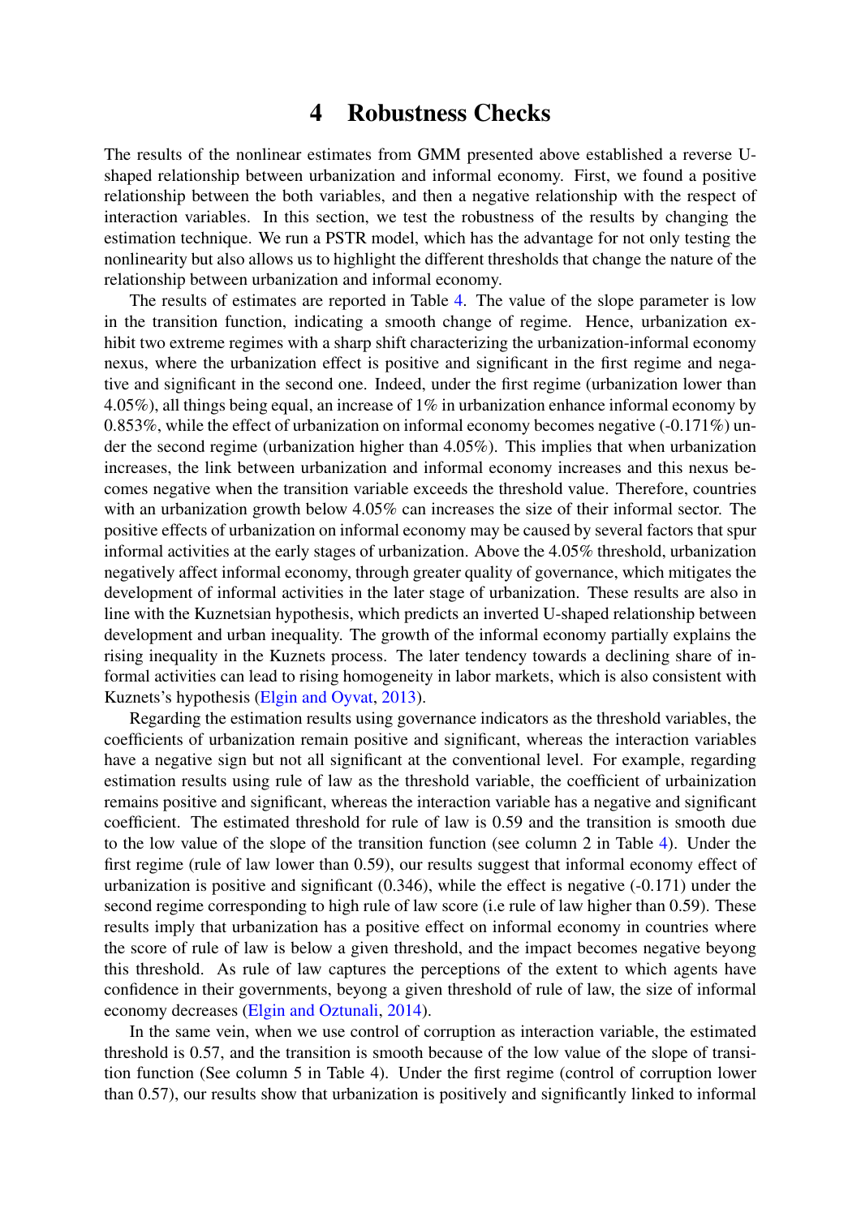# 4 Robustness Checks

The results of the nonlinear estimates from GMM presented above established a reverse U-shaped relationship between urbanization and informal economy. First, we found a positive relationship between the both variables, and then a negative relationship with the respect of interaction variables. In this section, we test the robustness of the results by changing the estimation technique. We run a PSTR model, which has the advantage for not only testing the nonlinearity but also allows us to highlight the different thresholds that change the nature of the relationship between urbanization and informal economy.

The results of estimates are reported in Table 4. The value of the slope parameter is low in the transition function, indicating a smooth change of regime. Hence, urbanization exhibit two extreme regimes with a sharp shift characterizing the urbanization-informal economy nexus, where the urbanization effect is positive and significant in the first regime and negative and significant in the second one. Indeed, under the first regime (urbanization lower than 4.05%), all things being equal, an increase of 1% in urbanization enhance informal economy by 0.853%, while the effect of urbanization on informal economy becomes negative (-0.171%) under the second regime (urbanization higher than 4.05%). This implies that when urbanization increases, the link between urbanization and informal economy increases and this nexus becomes negative when the transition variable exceeds the threshold value. Therefore, countries with an urbanization growth below 4.05% can increases the size of their informal sector. The positive effects of urbanization on informal economy may be caused by several factors that spur informal activities at the early stages of urbanization. Above the 4.05% threshold, urbanization negatively affect informal economy, through greater quality of governance, which mitigates the development of informal activities in the later stage of urbanization. These results are also in line with the Kuznetsian hypothesis, which predicts an inverted U-shaped relationship between development and urban inequality. The growth of the informal economy partially explains the rising inequality in the Kuznets process. The later tendency towards a declining share of informal activities can lead to rising homogeneity in labor markets, which is also consistent with Kuznets's hypothesis (Elgin and Oyvat, 2013).

Regarding the estimation results using governance indicators as the threshold variables, the coefficients of urbanization remain positive and significant, whereas the interaction variables have a negative sign but not all significant at the conventional level. For example, regarding estimation results using rule of law as the threshold variable, the coefficient of urbainization remains positive and significant, whereas the interaction variable has a negative and significant coefficient. The estimated threshold for rule of law is 0.59 and the transition is smooth due to the low value of the slope of the transition function (see column 2 in Table 4). Under the first regime (rule of law lower than 0.59), our results suggest that informal economy effect of urbanization is positive and significant (0.346), while the effect is negative (-0.171) under the second regime corresponding to high rule of law score (i.e rule of law higher than 0.59). These results imply that urbanization has a positive effect on informal economy in countries where the score of rule of law is below a given threshold, and the impact becomes negative beyong this threshold. As rule of law captures the perceptions of the extent to which agents have confidence in their governments, beyong a given threshold of rule of law, the size of informal economy decreases (Elgin and Oztunali, 2014).

In the same vein, when we use control of corruption as interaction variable, the estimated threshold is 0.57, and the transition is smooth because of the low value of the slope of transition function (See column 5 in Table 4). Under the first regime (control of corruption lower than 0.57), our results show that urbanization is positively and significantly linked to informal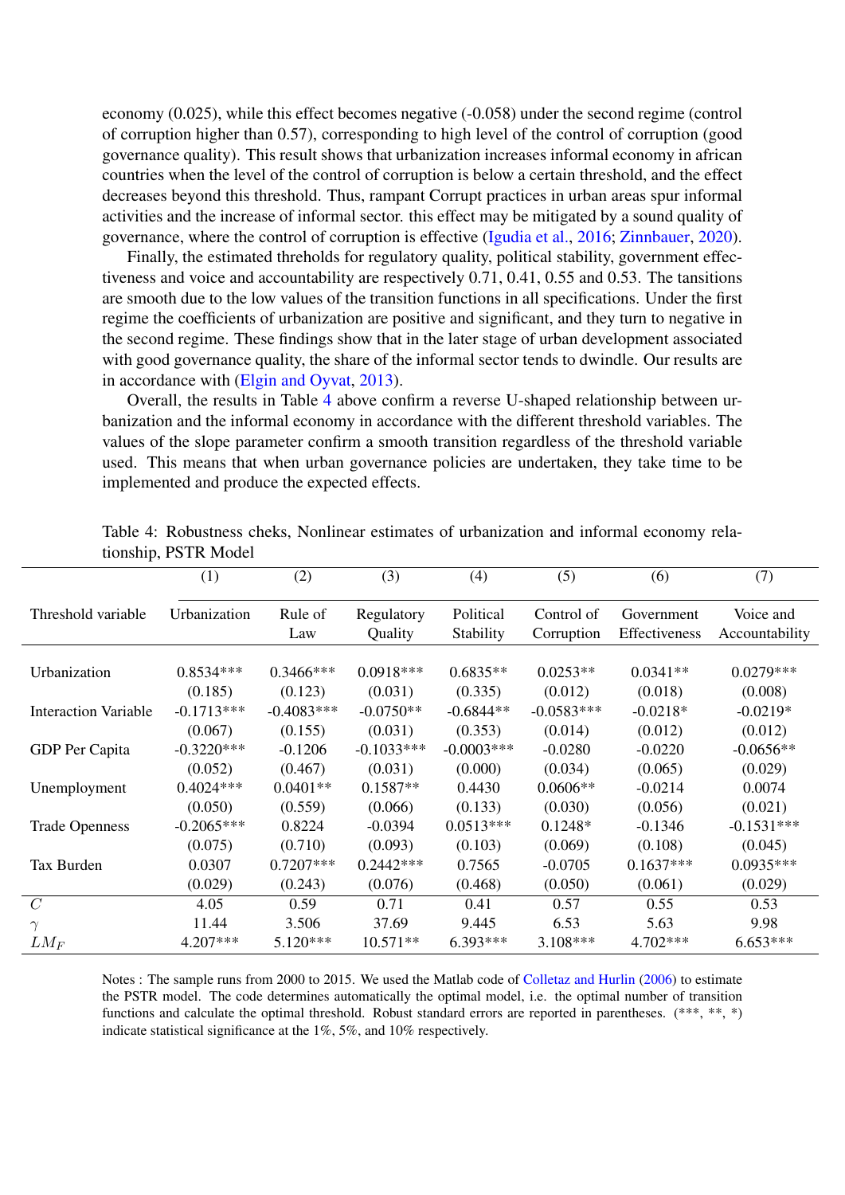economy (0.025), while this effect becomes negative (-0.058) under the second regime (control of corruption higher than 0.57), corresponding to high level of the control of corruption (good governance quality). This result shows that urbanization increases informal economy in african countries when the level of the control of corruption is below a certain threshold, and the effect decreases beyond this threshold. Thus, rampant Corrupt practices in urban areas spur informal activities and the increase of informal sector. this effect may be mitigated by a sound quality of governance, where the control of corruption is effective (Igudia et al., 2016; Zinnbauer, 2020).

Finally, the estimated threholds for regulatory quality, political stability, government effectiveness and voice and accountability are respectively 0.71, 0.41, 0.55 and 0.53. The tansitions are smooth due to the low values of the transition functions in all specifications. Under the first regime the coefficients of urbanization are positive and significant, and they turn to negative in the second regime. These findings show that in the later stage of urban development associated with good governance quality, the share of the informal sector tends to dwindle. Our results are in accordance with (Elgin and Oyvat, 2013).

Overall, the results in Table 4 above confirm a reverse U-shaped relationship between urbanization and the informal economy in accordance with the different threshold variables. The values of the slope parameter confirm a smooth transition regardless of the threshold variable used. This means that when urban governance policies are undertaken, they take time to be implemented and produce the expected effects.

Table 4: Robustness cheks, Nonlinear estimates of urbanization and informal economy relationship, PSTR Model

| | (1) | (2) | (3) | (4) | (5) | (6) | (7) |
|---|---|---|---|---|---|---|---|
| Threshold variable | Urbanization | Rule of Law | Regulatory Quality | Political Stability | Control of Corruption | Government Effectiveness | Voice and Accountability |
| Urbanization | 0.8534*** | 0.3466*** | 0.0918*** | 0.6835** | 0.0253** | 0.0341** | 0.0279*** |
| | (0.185) | (0.123) | (0.031) | (0.335) | (0.012) | (0.018) | (0.008) |
| Interaction Variable | -0.1713*** | -0.4083*** | -0.0750** | -0.6844** | -0.0583*** | -0.0218* | -0.0219* |
| | (0.067) | (0.155) | (0.031) | (0.353) | (0.014) | (0.012) | (0.012) |
| GDP Per Capita | -0.3220*** | -0.1206 | -0.1033*** | -0.0003*** | -0.0280 | -0.0220 | -0.0656** |
| | (0.052) | (0.467) | (0.031) | (0.000) | (0.034) | (0.065) | (0.029) |
| Unemployment | 0.4024*** | 0.0401** | 0.1587** | 0.4430 | 0.0606** | -0.0214 | 0.0074 |
| | (0.050) | (0.559) | (0.066) | (0.133) | (0.030) | (0.056) | (0.021) |
| Trade Openness | -0.2065*** | 0.8224 | -0.0394 | 0.0513*** | 0.1248* | -0.1346 | -0.1531*** |
| | (0.075) | (0.710) | (0.093) | (0.103) | (0.069) | (0.108) | (0.045) |
| Tax Burden | 0.0307 | 0.7207*** | 0.2442*** | 0.7565 | -0.0705 | 0.1637*** | 0.0935*** |
| | (0.029) | (0.243) | (0.076) | (0.468) | (0.050) | (0.061) | (0.029) |
| $C$ | 4.05 | 0.59 | 0.71 | 0.41 | 0.57 | 0.55 | 0.53 |
| $\gamma$ | 11.44 | 3.506 | 37.69 | 9.445 | 6.53 | 5.63 | 9.98 |
| $LM_F$ | 4.207*** | 5.120*** | 10.571** | 6.393*** | 3.108*** | 4.702*** | 6.653*** |

Notes : The sample runs from 2000 to 2015. We used the Matlab code of Colletaz and Hurlin (2006) to estimate the PSTR model. The code determines automatically the optimal model, i.e. the optimal number of transition functions and calculate the optimal threshold. Robust standard errors are reported in parentheses. (***, **, *) indicate statistical significance at the 1%, 5%, and 10% respectively.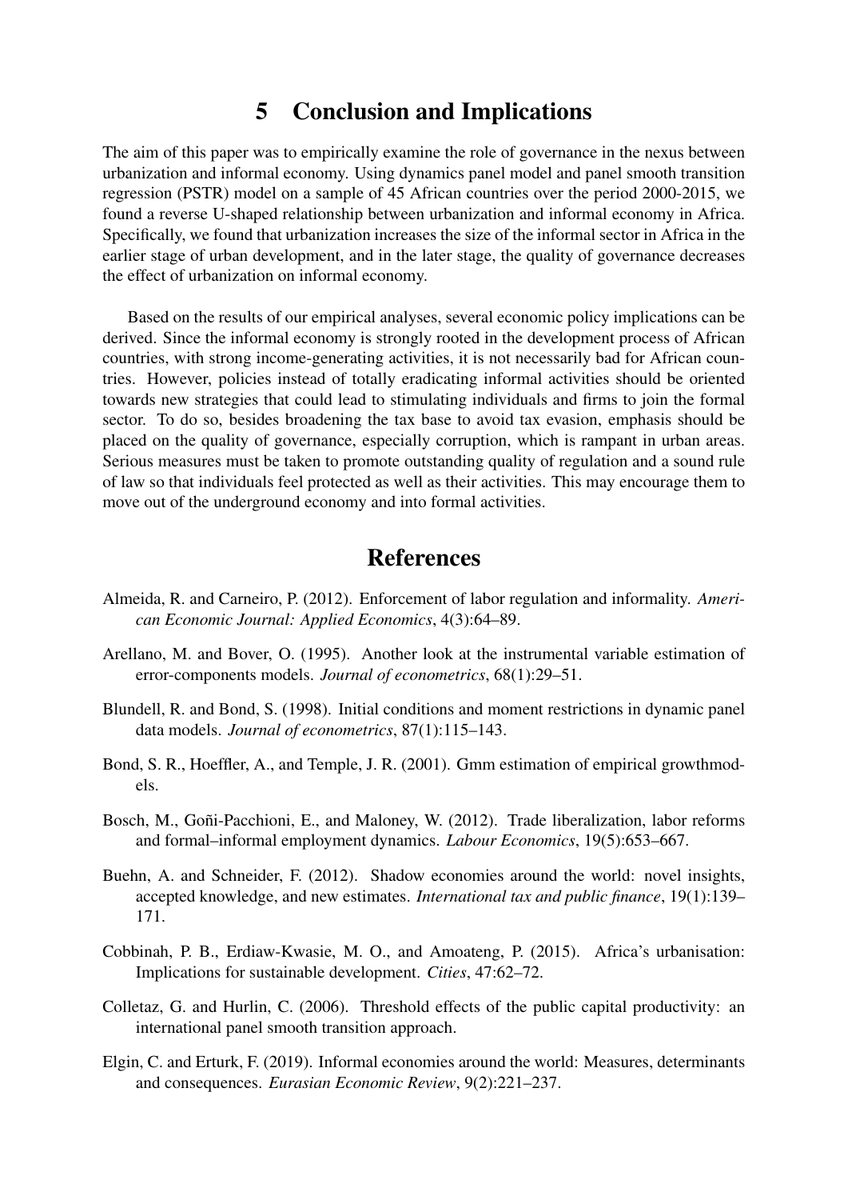## 5 Conclusion and Implications

The aim of this paper was to empirically examine the role of governance in the nexus between urbanization and informal economy. Using dynamics panel model and panel smooth transition regression (PSTR) model on a sample of 45 African countries over the period 2000-2015, we found a reverse U-shaped relationship between urbanization and informal economy in Africa. Specifically, we found that urbanization increases the size of the informal sector in Africa in the earlier stage of urban development, and in the later stage, the quality of governance decreases the effect of urbanization on informal economy.

Based on the results of our empirical analyses, several economic policy implications can be derived. Since the informal economy is strongly rooted in the development process of African countries, with strong income-generating activities, it is not necessarily bad for African countries. However, policies instead of totally eradicating informal activities should be oriented towards new strategies that could lead to stimulating individuals and firms to join the formal sector. To do so, besides broadening the tax base to avoid tax evasion, emphasis should be placed on the quality of governance, especially corruption, which is rampant in urban areas. Serious measures must be taken to promote outstanding quality of regulation and a sound rule of law so that individuals feel protected as well as their activities. This may encourage them to move out of the underground economy and into formal activities.

## References

Almeida, R. and Carneiro, P. (2012). Enforcement of labor regulation and informality. *American Economic Journal: Applied Economics*, 4(3):64–89.

Arellano, M. and Bover, O. (1995). Another look at the instrumental variable estimation of error-components models. *Journal of econometrics*, 68(1):29–51.

Blundell, R. and Bond, S. (1998). Initial conditions and moment restrictions in dynamic panel data models. *Journal of econometrics*, 87(1):115–143.

Bond, S. R., Hoeffler, A., and Temple, J. R. (2001). Gmm estimation of empirical growthmodels.

Bosch, M., Goñi-Pacchioni, E., and Maloney, W. (2012). Trade liberalization, labor reforms and formal–informal employment dynamics. *Labour Economics*, 19(5):653–667.

Buehn, A. and Schneider, F. (2012). Shadow economies around the world: novel insights, accepted knowledge, and new estimates. *International tax and public finance*, 19(1):139–171.

Cobbinah, P. B., Erdiaw-Kwasie, M. O., and Amoateng, P. (2015). Africa's urbanisation: Implications for sustainable development. *Cities*, 47:62–72.

Colletaz, G. and Hurlin, C. (2006). Threshold effects of the public capital productivity: an international panel smooth transition approach.

Elgin, C. and Erturk, F. (2019). Informal economies around the world: Measures, determinants and consequences. *Eurasian Economic Review*, 9(2):221–237.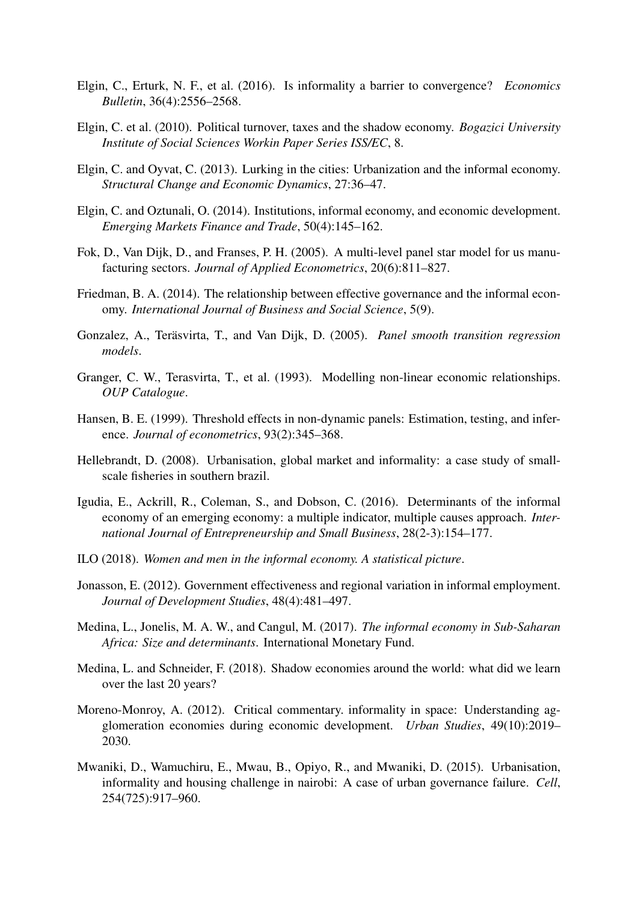Elgin, C., Erturk, N. F., et al. (2016). Is informality a barrier to convergence? *Economics Bulletin*, 36(4):2556–2568.

Elgin, C. et al. (2010). Political turnover, taxes and the shadow economy. *Bogazici University Institute of Social Sciences Workin Paper Series ISS/EC*, 8.

Elgin, C. and Oyvat, C. (2013). Lurking in the cities: Urbanization and the informal economy. *Structural Change and Economic Dynamics*, 27:36–47.

Elgin, C. and Oztunali, O. (2014). Institutions, informal economy, and economic development. *Emerging Markets Finance and Trade*, 50(4):145–162.

Fok, D., Van Dijk, D., and Franses, P. H. (2005). A multi-level panel star model for us manufacturing sectors. *Journal of Applied Econometrics*, 20(6):811–827.

Friedman, B. A. (2014). The relationship between effective governance and the informal economy. *International Journal of Business and Social Science*, 5(9).

Gonzalez, A., Teräsvirta, T., and Van Dijk, D. (2005). *Panel smooth transition regression models*.

Granger, C. W., Terasvirta, T., et al. (1993). Modelling non-linear economic relationships. *OUP Catalogue*.

Hansen, B. E. (1999). Threshold effects in non-dynamic panels: Estimation, testing, and inference. *Journal of econometrics*, 93(2):345–368.

Hellebrandt, D. (2008). Urbanisation, global market and informality: a case study of small-scale fisheries in southern brazil.

Igudia, E., Ackrill, R., Coleman, S., and Dobson, C. (2016). Determinants of the informal economy of an emerging economy: a multiple indicator, multiple causes approach. *International Journal of Entrepreneurship and Small Business*, 28(2-3):154–177.

ILO (2018). *Women and men in the informal economy. A statistical picture*.

Jonasson, E. (2012). Government effectiveness and regional variation in informal employment. *Journal of Development Studies*, 48(4):481–497.

Medina, L., Jonelis, M. A. W., and Cangul, M. (2017). *The informal economy in Sub-Saharan Africa: Size and determinants*. International Monetary Fund.

Medina, L. and Schneider, F. (2018). Shadow economies around the world: what did we learn over the last 20 years?

Moreno-Monroy, A. (2012). Critical commentary. informality in space: Understanding agglomeration economies during economic development. *Urban Studies*, 49(10):2019–2030.

Mwaniki, D., Wamuchiru, E., Mwau, B., Opiyo, R., and Mwaniki, D. (2015). Urbanisation, informality and housing challenge in nairobi: A case of urban governance failure. *Cell*, 254(725):917–960.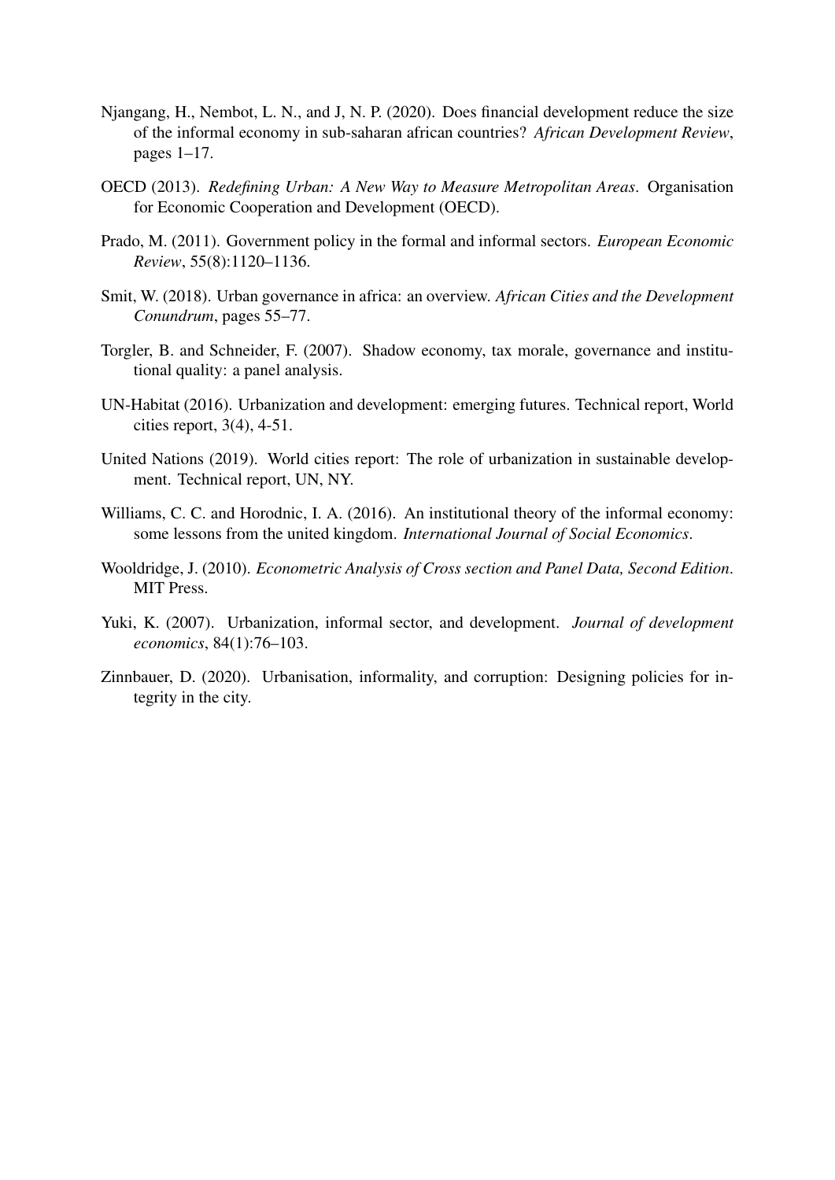Njangang, H., Nembot, L. N., and J, N. P. (2020). Does financial development reduce the size of the informal economy in sub-saharan african countries? *African Development Review*, pages 1–17.

OECD (2013). *Redefining Urban: A New Way to Measure Metropolitan Areas*. Organisation for Economic Cooperation and Development (OECD).

Prado, M. (2011). Government policy in the formal and informal sectors. *European Economic Review*, 55(8):1120–1136.

Smit, W. (2018). Urban governance in africa: an overview. *African Cities and the Development Conundrum*, pages 55–77.

Torgler, B. and Schneider, F. (2007). Shadow economy, tax morale, governance and institutional quality: a panel analysis.

UN-Habitat (2016). Urbanization and development: emerging futures. Technical report, World cities report, 3(4), 4-51.

United Nations (2019). World cities report: The role of urbanization in sustainable development. Technical report, UN, NY.

Williams, C. C. and Horodnic, I. A. (2016). An institutional theory of the informal economy: some lessons from the united kingdom. *International Journal of Social Economics*.

Wooldridge, J. (2010). *Econometric Analysis of Cross section and Panel Data, Second Edition*. MIT Press.

Yuki, K. (2007). Urbanization, informal sector, and development. *Journal of development economics*, 84(1):76–103.

Zinnbauer, D. (2020). Urbanisation, informality, and corruption: Designing policies for integrity in the city.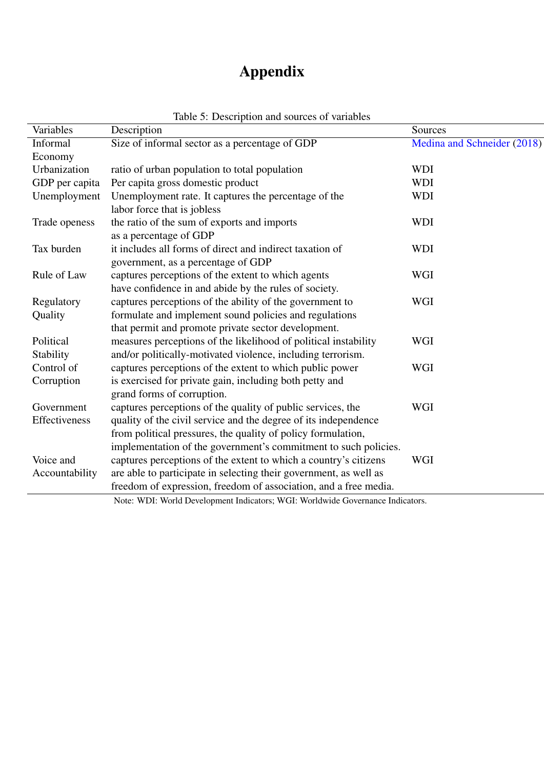# Appendix

Table 5: Description and sources of variables

| Variables | Description | Sources |
|---|---|---|
| Informal Economy | Size of informal sector as a percentage of GDP | Medina and Schneider (2018) |
| Urbanization | ratio of urban population to total population | WDI |
| GDP per capita | Per capita gross domestic product | WDI |
| Unemployment | Unemployment rate. It captures the percentage of the labor force that is jobless | WDI |
| Trade openess | the ratio of the sum of exports and imports as a percentage of GDP | WDI |
| Tax burden | it includes all forms of direct and indirect taxation of government, as a percentage of GDP | WDI |
| Rule of Law | captures perceptions of the extent to which agents have confidence in and abide by the rules of society. | WGI |
| Regulatory Quality | captures perceptions of the ability of the government to formulate and implement sound policies and regulations that permit and promote private sector development. | WGI |
| Political Stability | measures perceptions of the likelihood of political instability and/or politically-motivated violence, including terrorism. | WGI |
| Control of Corruption | captures perceptions of the extent to which public power is exercised for private gain, including both petty and grand forms of corruption. | WGI |
| Government Effectiveness | captures perceptions of the quality of public services, the quality of the civil service and the degree of its independence from political pressures, the quality of policy formulation, implementation of the government's commitment to such policies. | WGI |
| Voice and Accountability | captures perceptions of the extent to which a country's citizens are able to participate in selecting their government, as well as freedom of expression, freedom of association, and a free media. | WGI |

Note: WDI: World Development Indicators; WGI: Worldwide Governance Indicators.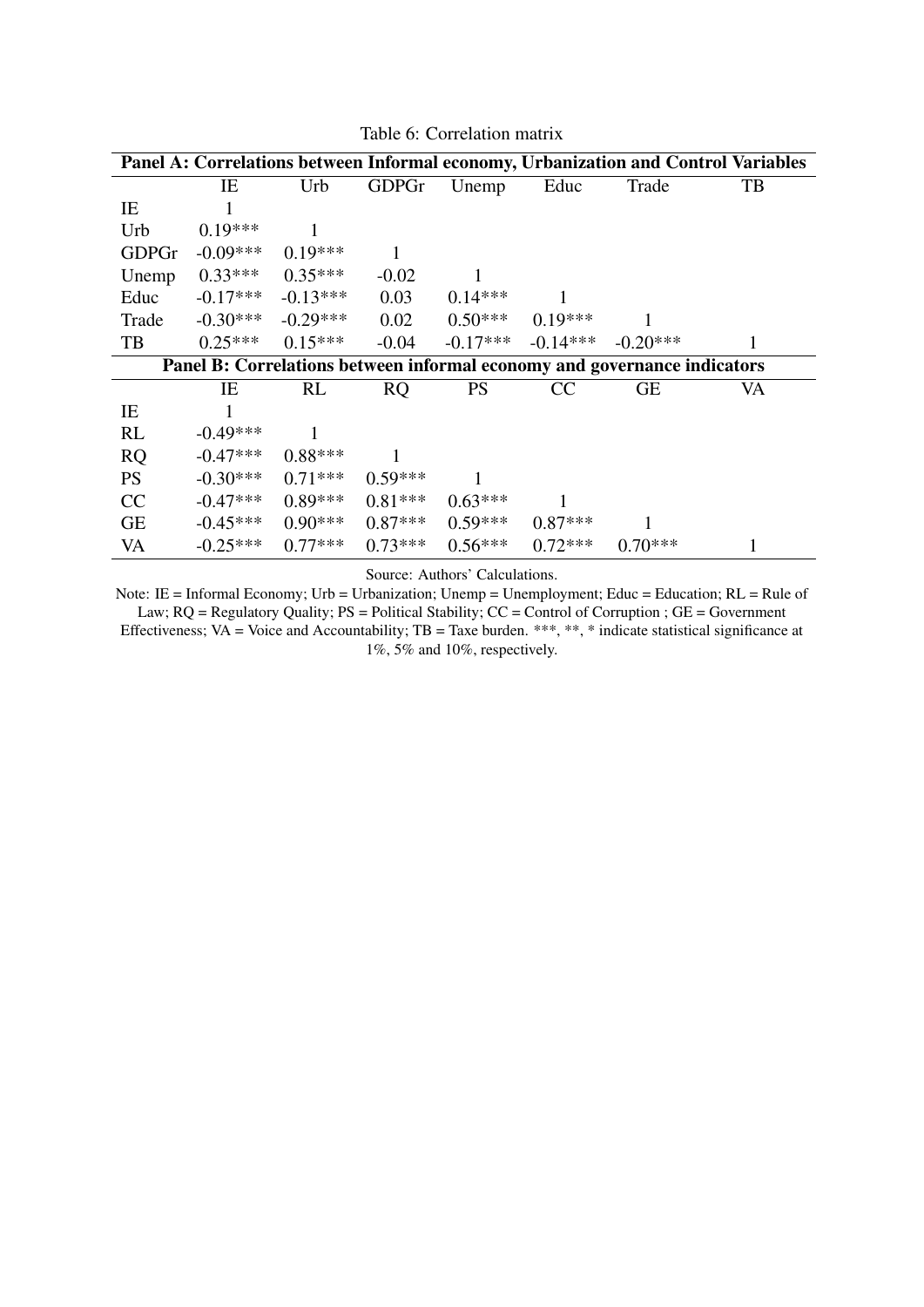Table 6: Correlation matrix

| Panel A: Correlations between Informal economy, Urbanization and Control Variables | | | | | | | |
|---|---|---|---|---|---|---|---|
| | IE | Urb | GDPGr | Unemp | Educ | Trade | TB |
| IE | 1 | | | | | | |
| Urb | 0.19*** | 1 | | | | | |
| GDPGr | -0.09*** | 0.19*** | 1 | | | | |
| Unemp | 0.33*** | 0.35*** | -0.02 | 1 | | | |
| Educ | -0.17*** | -0.13*** | 0.03 | 0.14*** | 1 | | |
| Trade | -0.30*** | -0.29*** | 0.02 | 0.50*** | 0.19*** | 1 | |
| TB | 0.25*** | 0.15*** | -0.04 | -0.17*** | -0.14*** | -0.20*** | 1 |
| **Panel B: Correlations between informal economy and governance indicators** | | | | | | | |
| | IE | RL | RQ | PS | CC | GE | VA |
| IE | 1 | | | | | | |
| RL | -0.49*** | 1 | | | | | |
| RQ | -0.47*** | 0.88*** | 1 | | | | |
| PS | -0.30*** | 0.71*** | 0.59*** | 1 | | | |
| CC | -0.47*** | 0.89*** | 0.81*** | 0.63*** | 1 | | |
| GE | -0.45*** | 0.90*** | 0.87*** | 0.59*** | 0.87*** | 1 | |
| VA | -0.25*** | 0.77*** | 0.73*** | 0.56*** | 0.72*** | 0.70*** | 1 |

Source: Authors' Calculations.

Note: IE = Informal Economy; Urb = Urbanization; Unemp = Unemployment; Educ = Education; RL = Rule of Law; RQ = Regulatory Quality; PS = Political Stability; CC = Control of Corruption ; GE = Government Effectiveness; VA = Voice and Accountability; TB = Taxe burden. ***, **, * indicate statistical significance at 1%, 5% and 10%, respectively.